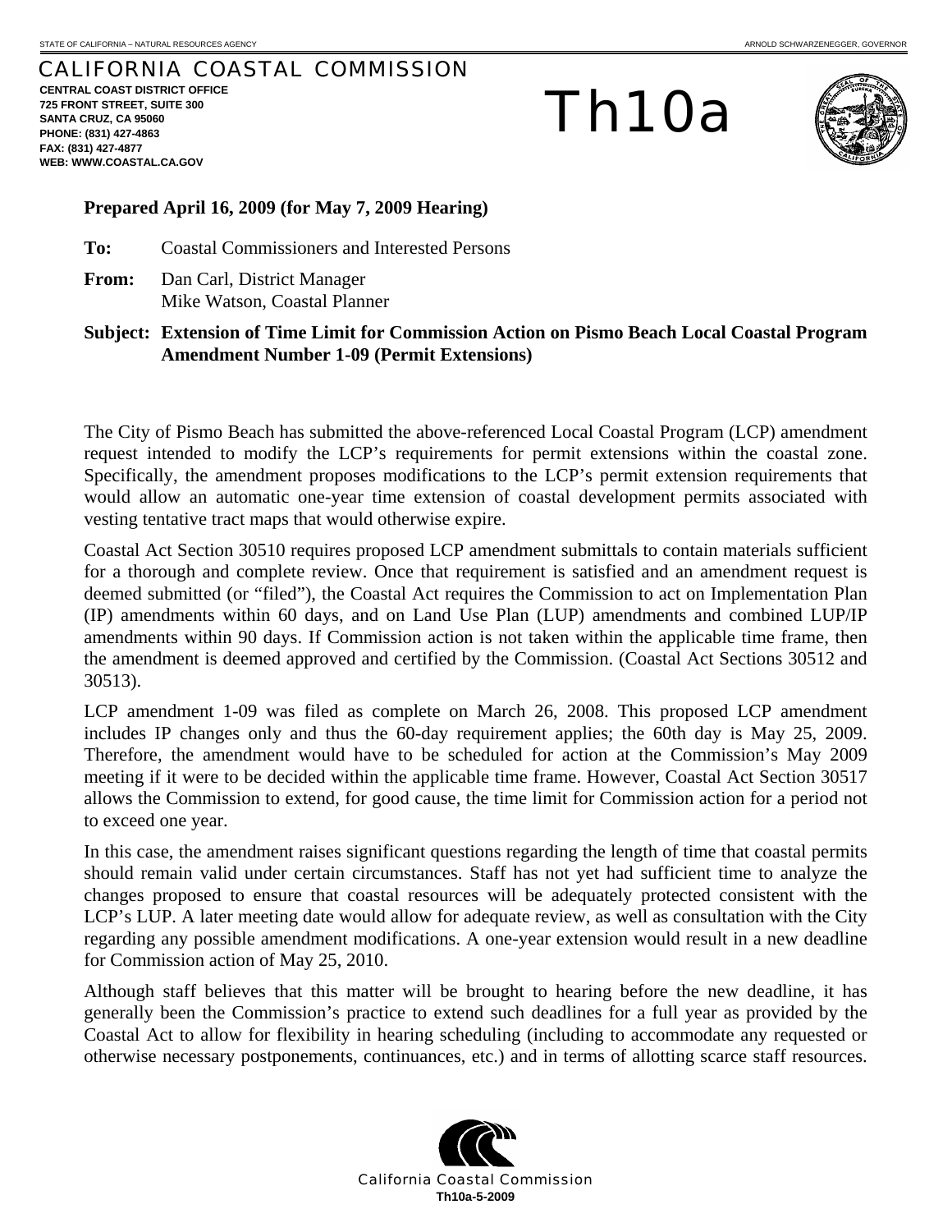STATE OF CALIFORNIA – NATURAL RESOURCES AGENCY — ARNOLD SCHWARZENEGGER, GOVERNOR

# CALIFORNIA COASTAL COMMISSION

**CENTRAL COAST DISTRICT OFFICE**
**725 FRONT STREET, SUITE 300**
**SANTA CRUZ, CA 95060**
**PHONE: (831) 427-4863**
**FAX: (831) 427-4877**
**WEB: WWW.COASTAL.CA.GOV**

# Th10a

**Prepared April 16, 2009 (for May 7, 2009 Hearing)**

**To:** Coastal Commissioners and Interested Persons

**From:** Dan Carl, District Manager
Mike Watson, Coastal Planner

**Subject: Extension of Time Limit for Commission Action on Pismo Beach Local Coastal Program Amendment Number 1-09 (Permit Extensions)**

The City of Pismo Beach has submitted the above-referenced Local Coastal Program (LCP) amendment request intended to modify the LCP's requirements for permit extensions within the coastal zone. Specifically, the amendment proposes modifications to the LCP's permit extension requirements that would allow an automatic one-year time extension of coastal development permits associated with vesting tentative tract maps that would otherwise expire.

Coastal Act Section 30510 requires proposed LCP amendment submittals to contain materials sufficient for a thorough and complete review. Once that requirement is satisfied and an amendment request is deemed submitted (or "filed"), the Coastal Act requires the Commission to act on Implementation Plan (IP) amendments within 60 days, and on Land Use Plan (LUP) amendments and combined LUP/IP amendments within 90 days. If Commission action is not taken within the applicable time frame, then the amendment is deemed approved and certified by the Commission. (Coastal Act Sections 30512 and 30513).

LCP amendment 1-09 was filed as complete on March 26, 2008. This proposed LCP amendment includes IP changes only and thus the 60-day requirement applies; the 60th day is May 25, 2009. Therefore, the amendment would have to be scheduled for action at the Commission's May 2009 meeting if it were to be decided within the applicable time frame. However, Coastal Act Section 30517 allows the Commission to extend, for good cause, the time limit for Commission action for a period not to exceed one year.

In this case, the amendment raises significant questions regarding the length of time that coastal permits should remain valid under certain circumstances. Staff has not yet had sufficient time to analyze the changes proposed to ensure that coastal resources will be adequately protected consistent with the LCP's LUP. A later meeting date would allow for adequate review, as well as consultation with the City regarding any possible amendment modifications. A one-year extension would result in a new deadline for Commission action of May 25, 2010.

Although staff believes that this matter will be brought to hearing before the new deadline, it has generally been the Commission's practice to extend such deadlines for a full year as provided by the Coastal Act to allow for flexibility in hearing scheduling (including to accommodate any requested or otherwise necessary postponements, continuances, etc.) and in terms of allotting scarce staff resources.

California Coastal Commission
**Th10a-5-2009**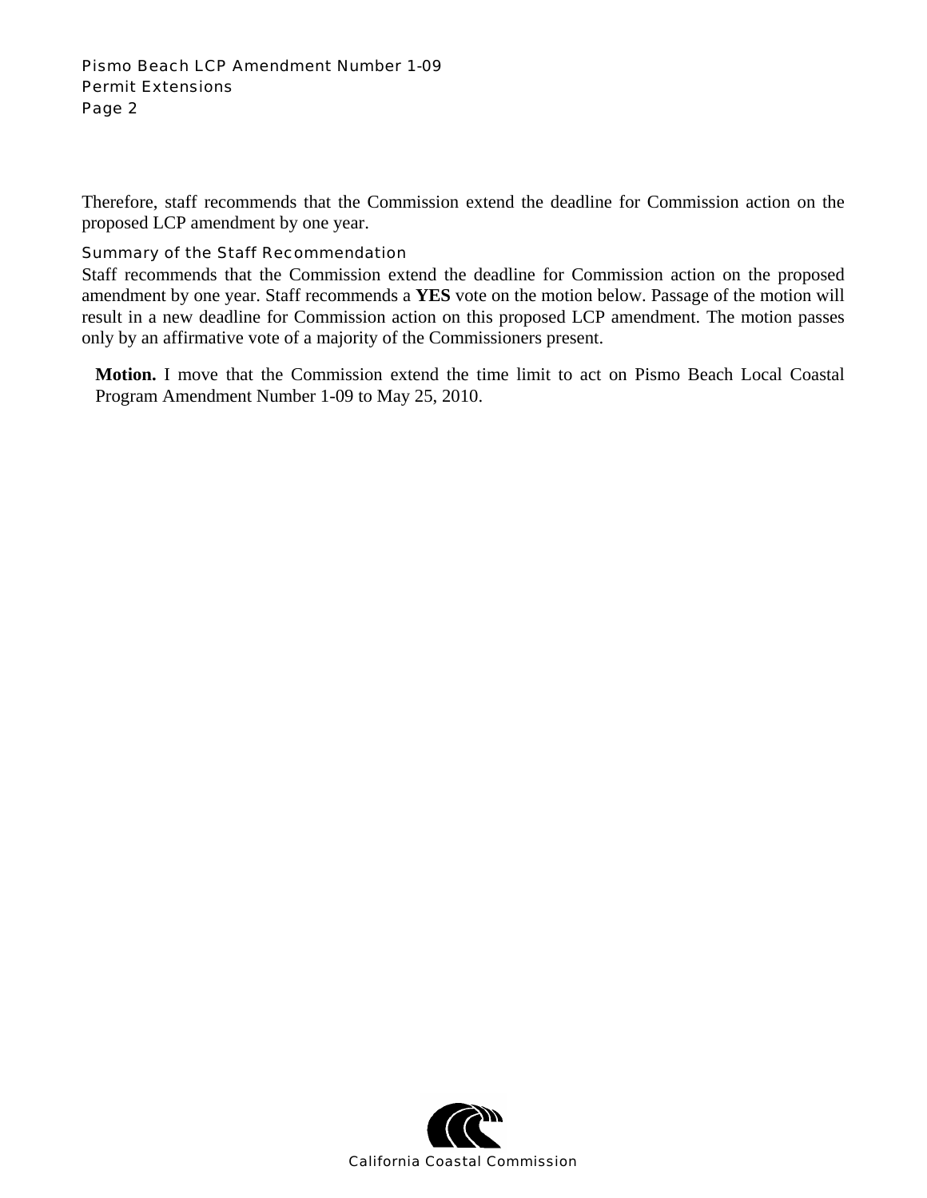Therefore, staff recommends that the Commission extend the deadline for Commission action on the proposed LCP amendment by one year.

### Summary of the Staff Recommendation

Staff recommends that the Commission extend the deadline for Commission action on the proposed amendment by one year. Staff recommends a **YES** vote on the motion below. Passage of the motion will result in a new deadline for Commission action on this proposed LCP amendment. The motion passes only by an affirmative vote of a majority of the Commissioners present.

**Motion.** I move that the Commission extend the time limit to act on Pismo Beach Local Coastal Program Amendment Number 1-09 to May 25, 2010.